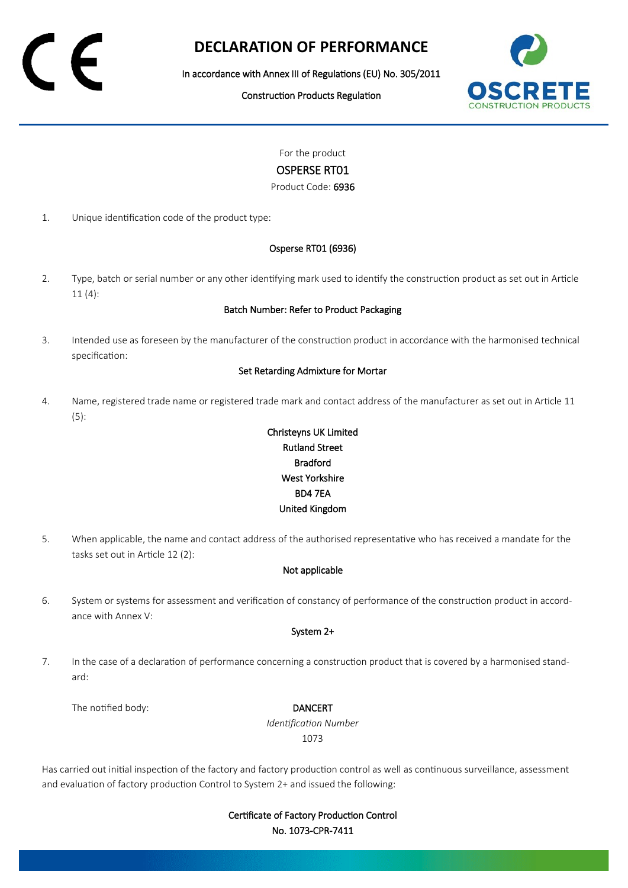# DECLARATION OF PERFORMANCE

In accordance with Annex III of Regulations (EU) No. 305/2011

Construction Products Regulation

For the product

OSPERSE RT01

Product Code: 6936

1. Unique identification code of the product type:

   Osperse RT01 (6936)

2. Type, batch or serial number or any other identifying mark used to identify the construction product as set out in Article 11 (4):

   Batch Number: Refer to Product Packaging

3. Intended use as foreseen by the manufacturer of the construction product in accordance with the harmonised technical specification:

   Set Retarding Admixture for Mortar

4. Name, registered trade name or registered trade mark and contact address of the manufacturer as set out in Article 11 (5):

   Christeyns UK Limited
   Rutland Street
   Bradford
   West Yorkshire
   BD4 7EA
   United Kingdom

5. When applicable, the name and contact address of the authorised representative who has received a mandate for the tasks set out in Article 12 (2):

   Not applicable

6. System or systems for assessment and verification of constancy of performance of the construction product in accordance with Annex V:

   System 2+

7. In the case of a declaration of performance concerning a construction product that is covered by a harmonised standard:

   The notified body: DANCERT
   *Identification Number*
   1073

Has carried out initial inspection of the factory and factory production control as well as continuous surveillance, assessment and evaluation of factory production Control to System 2+ and issued the following:

Certificate of Factory Production Control
No. 1073-CPR-7411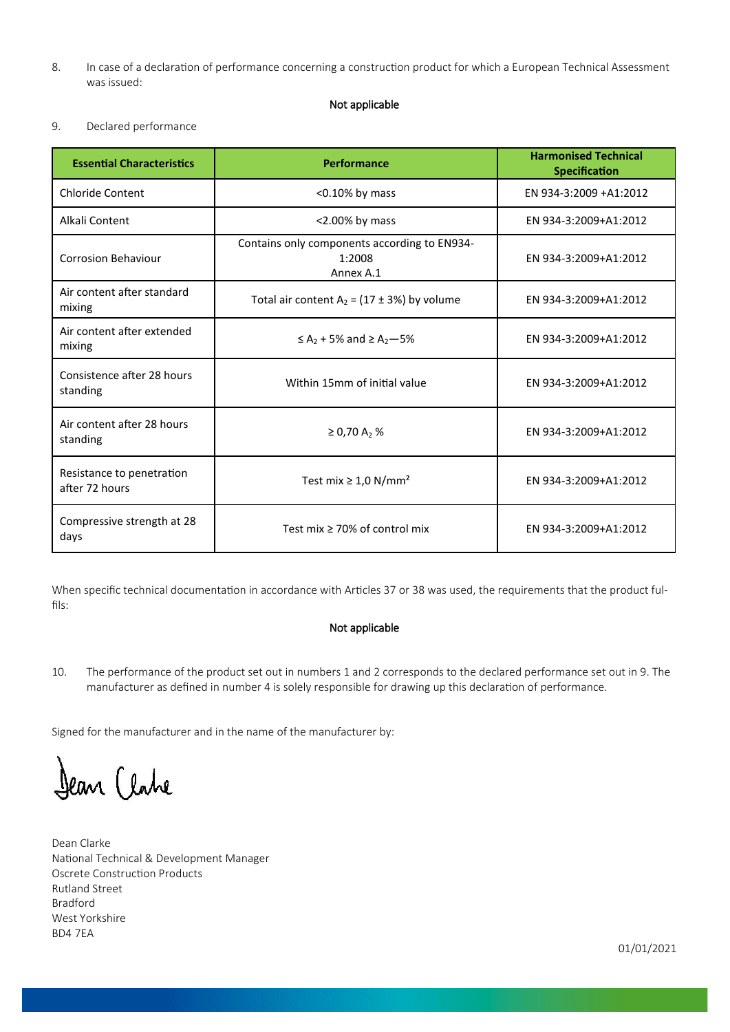8. In case of a declaration of performance concerning a construction product for which a European Technical Assessment was issued:

Not applicable

9. Declared performance

| Essential Characteristics | Performance | Harmonised Technical Specification |
|---|---|---|
| Chloride Content | <0.10% by mass | EN 934-3:2009 +A1:2012 |
| Alkali Content | <2.00% by mass | EN 934-3:2009+A1:2012 |
| Corrosion Behaviour | Contains only components according to EN934-1:2008 Annex A.1 | EN 934-3:2009+A1:2012 |
| Air content after standard mixing | Total air content $A_2$ = (17 ± 3%) by volume | EN 934-3:2009+A1:2012 |
| Air content after extended mixing | ≤ $A_2$ + 5% and ≥ $A_2$—5% | EN 934-3:2009+A1:2012 |
| Consistence after 28 hours standing | Within 15mm of initial value | EN 934-3:2009+A1:2012 |
| Air content after 28 hours standing | ≥ 0,70 $A_2$ % | EN 934-3:2009+A1:2012 |
| Resistance to penetration after 72 hours | Test mix ≥ 1,0 N/mm² | EN 934-3:2009+A1:2012 |
| Compressive strength at 28 days | Test mix ≥ 70% of control mix | EN 934-3:2009+A1:2012 |

When specific technical documentation in accordance with Articles 37 or 38 was used, the requirements that the product fulfils:

Not applicable

10. The performance of the product set out in numbers 1 and 2 corresponds to the declared performance set out in 9. The manufacturer as defined in number 4 is solely responsible for drawing up this declaration of performance.

Signed for the manufacturer and in the name of the manufacturer by:

Dean Clarke
National Technical & Development Manager
Oscrete Construction Products
Rutland Street
Bradford
West Yorkshire
BD4 7EA

01/01/2021